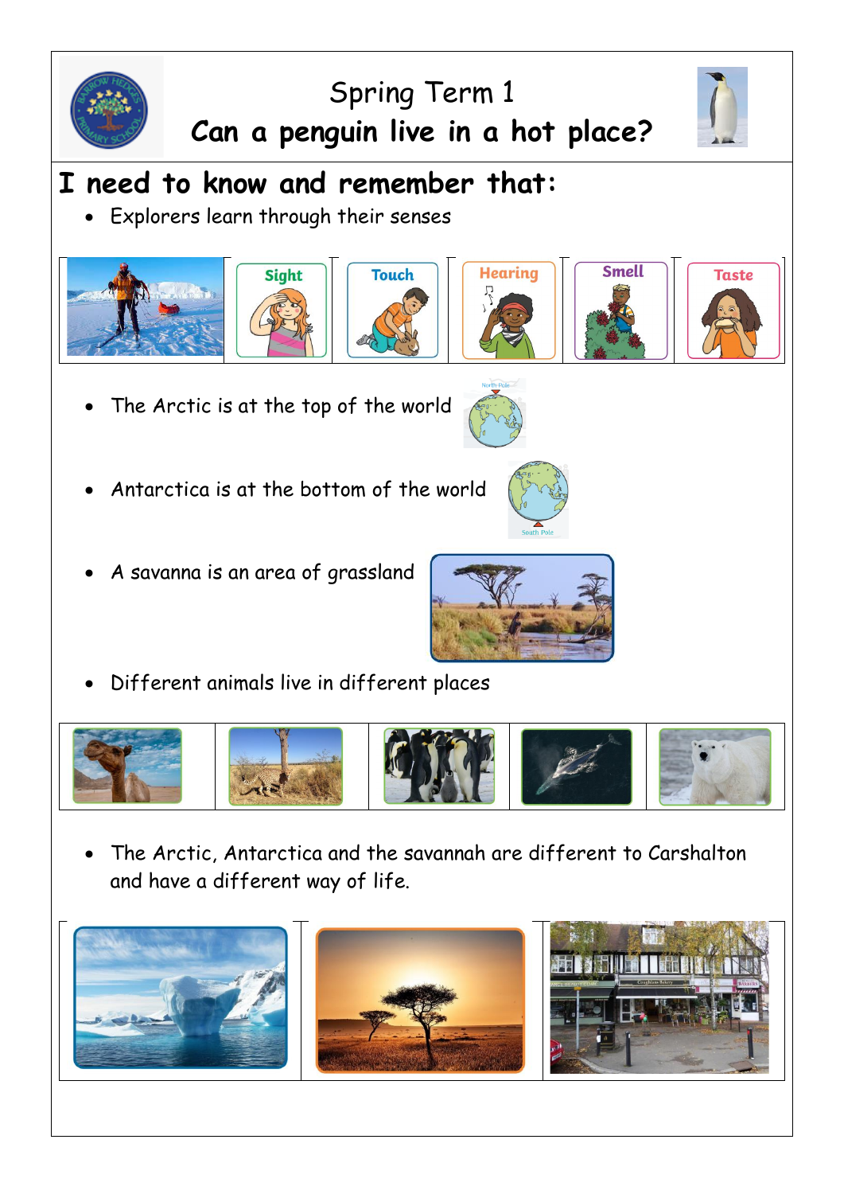# Spring Term 1
# Can a penguin live in a hot place?

## I need to know and remember that:

- Explorers learn through their senses

| | Sight | Touch | Hearing | Smell | Taste |
|---|---|---|---|---|---|

- The Arctic is at the top of the world

North Pole

- Antarctica is at the bottom of the world

South Pole

- A savanna is an area of grassland
- Different animals live in different places
- The Arctic, Antarctica and the savannah are different to Carshalton and have a different way of life.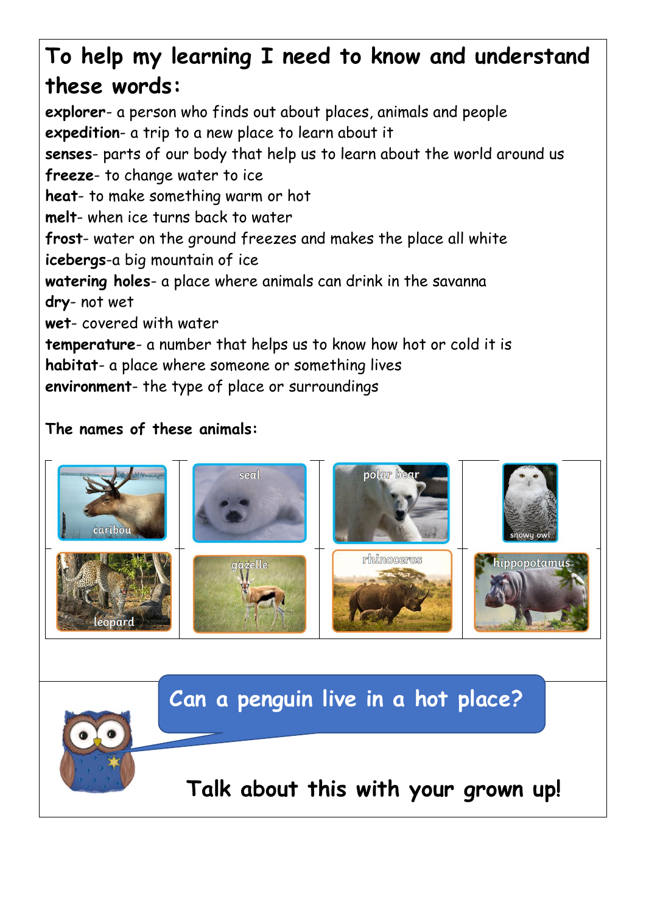## To help my learning I need to know and understand these words:

**explorer**- a person who finds out about places, animals and people
**expedition**- a trip to a new place to learn about it
**senses**- parts of our body that help us to learn about the world around us
**freeze**- to change water to ice
**heat**- to make something warm or hot
**melt**- when ice turns back to water
**frost**- water on the ground freezes and makes the place all white
**icebergs**-a big mountain of ice
**watering holes**- a place where animals can drink in the savanna
**dry**- not wet
**wet**- covered with water
**temperature**- a number that helps us to know how hot or cold it is
**habitat**- a place where someone or something lives
**environment**- the type of place or surroundings

**The names of these animals:**

| | | | |
|---|---|---|---|
| caribou | seal | polar bear | snowy owl |
| leopard | gazelle | rhinoceros | hippopotamus |

**Can a penguin live in a hot place?**

**Talk about this with your grown up!**